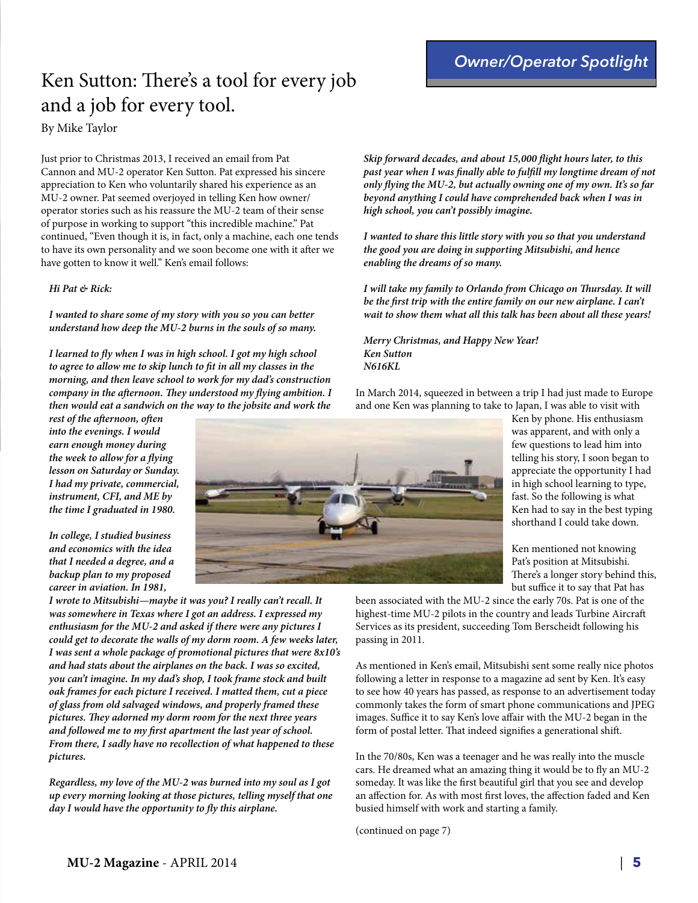Owner/Operator Spotlight

# Ken Sutton: There's a tool for every job and a job for every tool.

By Mike Taylor

Just prior to Christmas 2013, I received an email from Pat Cannon and MU-2 operator Ken Sutton. Pat expressed his sincere appreciation to Ken who voluntarily shared his experience as an MU-2 owner. Pat seemed overjoyed in telling Ken how owner/operator stories such as his reassure the MU-2 team of their sense of purpose in working to support "this incredible machine." Pat continued, "Even though it is, in fact, only a machine, each one tends to have its own personality and we soon become one with it after we have gotten to know it well." Ken's email follows:

***Hi Pat & Rick:***

***I wanted to share some of my story with you so you can better understand how deep the MU-2 burns in the souls of so many.***

***I learned to fly when I was in high school. I got my high school to agree to allow me to skip lunch to fit in all my classes in the morning, and then leave school to work for my dad's construction company in the afternoon. They understood my flying ambition. I then would eat a sandwich on the way to the jobsite and work the rest of the afternoon, often into the evenings. I would earn enough money during the week to allow for a flying lesson on Saturday or Sunday. I had my private, commercial, instrument, CFI, and ME by the time I graduated in 1980.***

***In college, I studied business and economics with the idea that I needed a degree, and a backup plan to my proposed career in aviation. In 1981, I wrote to Mitsubishi—maybe it was you? I really can't recall. It was somewhere in Texas where I got an address. I expressed my enthusiasm for the MU-2 and asked if there were any pictures I could get to decorate the walls of my dorm room. A few weeks later, I was sent a whole package of promotional pictures that were 8x10's and had stats about the airplanes on the back. I was so excited, you can't imagine. In my dad's shop, I took frame stock and built oak frames for each picture I received. I matted them, cut a piece of glass from old salvaged windows, and properly framed these pictures. They adorned my dorm room for the next three years and followed me to my first apartment the last year of school. From there, I sadly have no recollection of what happened to these pictures.***

***Regardless, my love of the MU-2 was burned into my soul as I got up every morning looking at those pictures, telling myself that one day I would have the opportunity to fly this airplane.***

***Skip forward decades, and about 15,000 flight hours later, to this past year when I was finally able to fulfill my longtime dream of not only flying the MU-2, but actually owning one of my own. It's so far beyond anything I could have comprehended back when I was in high school, you can't possibly imagine.***

***I wanted to share this little story with you so that you understand the good you are doing in supporting Mitsubishi, and hence enabling the dreams of so many.***

***I will take my family to Orlando from Chicago on Thursday. It will be the first trip with the entire family on our new airplane. I can't wait to show them what all this talk has been about all these years!***

***Merry Christmas, and Happy New Year!***
***Ken Sutton***
***N616KL***

In March 2014, squeezed in between a trip I had just made to Europe and one Ken was planning to take to Japan, I was able to visit with Ken by phone. His enthusiasm was apparent, and with only a few questions to lead him into telling his story, I soon began to appreciate the opportunity I had in high school learning to type, fast. So the following is what Ken had to say in the best typing shorthand I could take down.

Ken mentioned not knowing Pat's position at Mitsubishi. There's a longer story behind this, but suffice it to say that Pat has been associated with the MU-2 since the early 70s. Pat is one of the highest-time MU-2 pilots in the country and leads Turbine Aircraft Services as its president, succeeding Tom Berscheidt following his passing in 2011.

As mentioned in Ken's email, Mitsubishi sent some really nice photos following a letter in response to a magazine ad sent by Ken. It's easy to see how 40 years has passed, as response to an advertisement today commonly takes the form of smart phone communications and JPEG images. Suffice it to say Ken's love affair with the MU-2 began in the form of postal letter. That indeed signifies a generational shift.

In the 70/80s, Ken was a teenager and he was really into the muscle cars. He dreamed what an amazing thing it would be to fly an MU-2 someday. It was like the first beautiful girl that you see and develop an affection for. As with most first loves, the affection faded and Ken busied himself with work and starting a family.

(continued on page 7)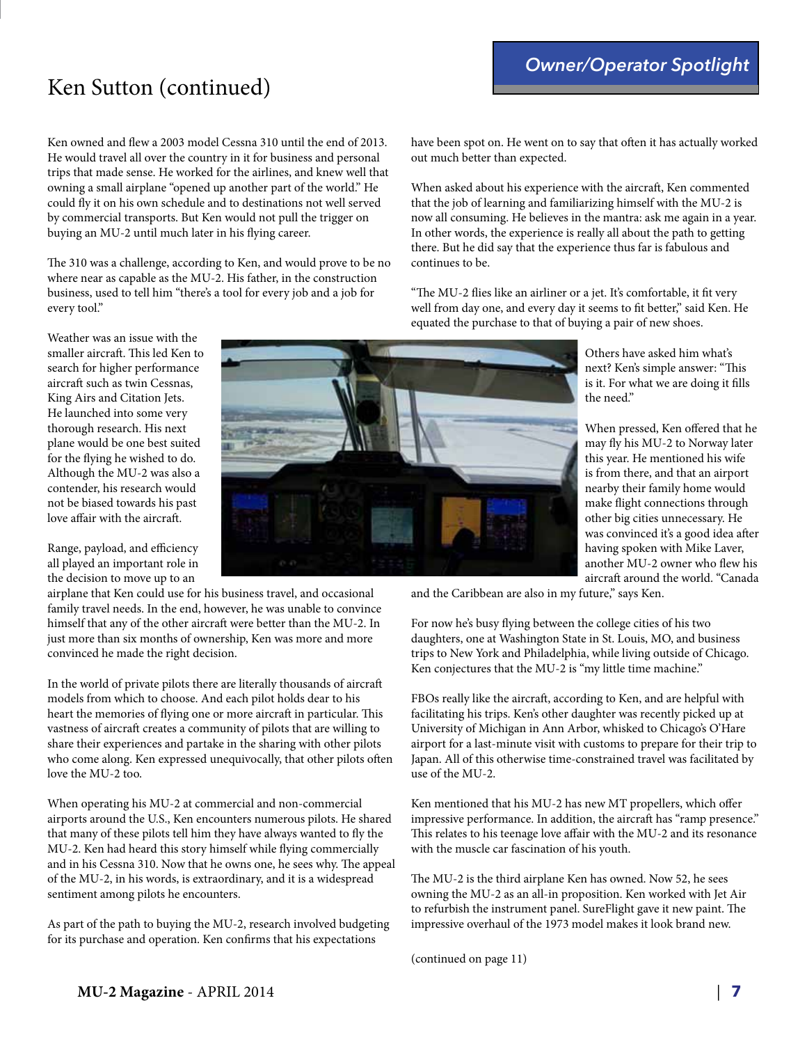# Ken Sutton (continued)

Ken owned and flew a 2003 model Cessna 310 until the end of 2013. He would travel all over the country in it for business and personal trips that made sense. He worked for the airlines, and knew well that owning a small airplane "opened up another part of the world." He could fly it on his own schedule and to destinations not well served by commercial transports. But Ken would not pull the trigger on buying an MU-2 until much later in his flying career.

The 310 was a challenge, according to Ken, and would prove to be no where near as capable as the MU-2. His father, in the construction business, used to tell him "there's a tool for every job and a job for every tool."

Weather was an issue with the smaller aircraft. This led Ken to search for higher performance aircraft such as twin Cessnas, King Airs and Citation Jets. He launched into some very thorough research. His next plane would be one best suited for the flying he wished to do. Although the MU-2 was also a contender, his research would not be biased towards his past love affair with the aircraft.

Range, payload, and efficiency all played an important role in the decision to move up to an airplane that Ken could use for his business travel, and occasional family travel needs. In the end, however, he was unable to convince himself that any of the other aircraft were better than the MU-2. In just more than six months of ownership, Ken was more and more convinced he made the right decision.

In the world of private pilots there are literally thousands of aircraft models from which to choose. And each pilot holds dear to his heart the memories of flying one or more aircraft in particular. This vastness of aircraft creates a community of pilots that are willing to share their experiences and partake in the sharing with other pilots who come along. Ken expressed unequivocally, that other pilots often love the MU-2 too.

When operating his MU-2 at commercial and non-commercial airports around the U.S., Ken encounters numerous pilots. He shared that many of these pilots tell him they have always wanted to fly the MU-2. Ken had heard this story himself while flying commercially and in his Cessna 310. Now that he owns one, he sees why. The appeal of the MU-2, in his words, is extraordinary, and it is a widespread sentiment among pilots he encounters.

As part of the path to buying the MU-2, research involved budgeting for its purchase and operation. Ken confirms that his expectations have been spot on. He went on to say that often it has actually worked out much better than expected.

When asked about his experience with the aircraft, Ken commented that the job of learning and familiarizing himself with the MU-2 is now all consuming. He believes in the mantra: ask me again in a year. In other words, the experience is really all about the path to getting there. But he did say that the experience thus far is fabulous and continues to be.

"The MU-2 flies like an airliner or a jet. It's comfortable, it fit very well from day one, and every day it seems to fit better," said Ken. He equated the purchase to that of buying a pair of new shoes.

Others have asked him what's next? Ken's simple answer: "This is it. For what we are doing it fills the need."

When pressed, Ken offered that he may fly his MU-2 to Norway later this year. He mentioned his wife is from there, and that an airport nearby their family home would make flight connections through other big cities unnecessary. He was convinced it's a good idea after having spoken with Mike Laver, another MU-2 owner who flew his aircraft around the world. "Canada and the Caribbean are also in my future," says Ken.

For now he's busy flying between the college cities of his two daughters, one at Washington State in St. Louis, MO, and business trips to New York and Philadelphia, while living outside of Chicago. Ken conjectures that the MU-2 is "my little time machine."

FBOs really like the aircraft, according to Ken, and are helpful with facilitating his trips. Ken's other daughter was recently picked up at University of Michigan in Ann Arbor, whisked to Chicago's O'Hare airport for a last-minute visit with customs to prepare for their trip to Japan. All of this otherwise time-constrained travel was facilitated by use of the MU-2.

Ken mentioned that his MU-2 has new MT propellers, which offer impressive performance. In addition, the aircraft has "ramp presence." This relates to his teenage love affair with the MU-2 and its resonance with the muscle car fascination of his youth.

The MU-2 is the third airplane Ken has owned. Now 52, he sees owning the MU-2 as an all-in proposition. Ken worked with Jet Air to refurbish the instrument panel. SureFlight gave it new paint. The impressive overhaul of the 1973 model makes it look brand new.

(continued on page 11)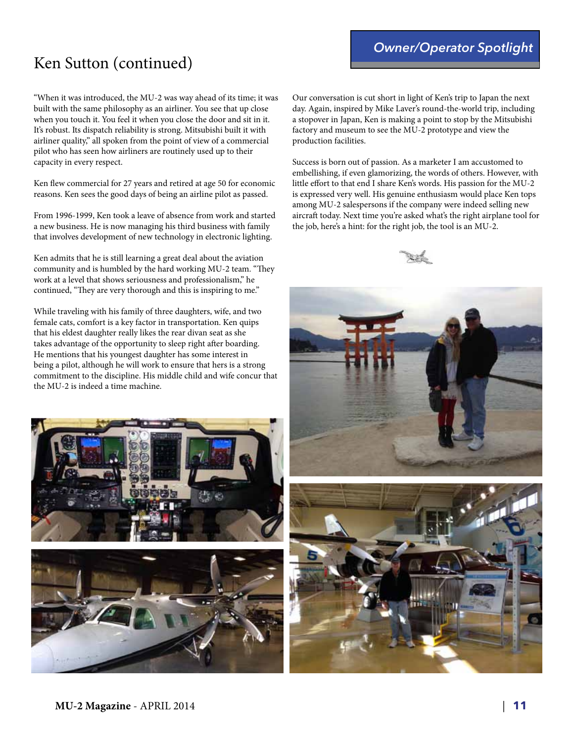# Ken Sutton (continued)

*Owner/Operator Spotlight*

"When it was introduced, the MU-2 was way ahead of its time; it was built with the same philosophy as an airliner. You see that up close when you touch it. You feel it when you close the door and sit in it. It's robust. Its dispatch reliability is strong. Mitsubishi built it with airliner quality," all spoken from the point of view of a commercial pilot who has seen how airliners are routinely used up to their capacity in every respect.

Ken flew commercial for 27 years and retired at age 50 for economic reasons. Ken sees the good days of being an airline pilot as passed.

From 1996-1999, Ken took a leave of absence from work and started a new business. He is now managing his third business with family that involves development of new technology in electronic lighting.

Ken admits that he is still learning a great deal about the aviation community and is humbled by the hard working MU-2 team. "They work at a level that shows seriousness and professionalism," he continued, "They are very thorough and this is inspiring to me."

While traveling with his family of three daughters, wife, and two female cats, comfort is a key factor in transportation. Ken quips that his eldest daughter really likes the rear divan seat as she takes advantage of the opportunity to sleep right after boarding. He mentions that his youngest daughter has some interest in being a pilot, although he will work to ensure that hers is a strong commitment to the discipline. His middle child and wife concur that the MU-2 is indeed a time machine.

Our conversation is cut short in light of Ken's trip to Japan the next day. Again, inspired by Mike Laver's round-the-world trip, including a stopover in Japan, Ken is making a point to stop by the Mitsubishi factory and museum to see the MU-2 prototype and view the production facilities.

Success is born out of passion. As a marketer I am accustomed to embellishing, if even glamorizing, the words of others. However, with little effort to that end I share Ken's words. His passion for the MU-2 is expressed very well. His genuine enthusiasm would place Ken tops among MU-2 salespersons if the company were indeed selling new aircraft today. Next time you're asked what's the right airplane tool for the job, here's a hint: for the right job, the tool is an MU-2.